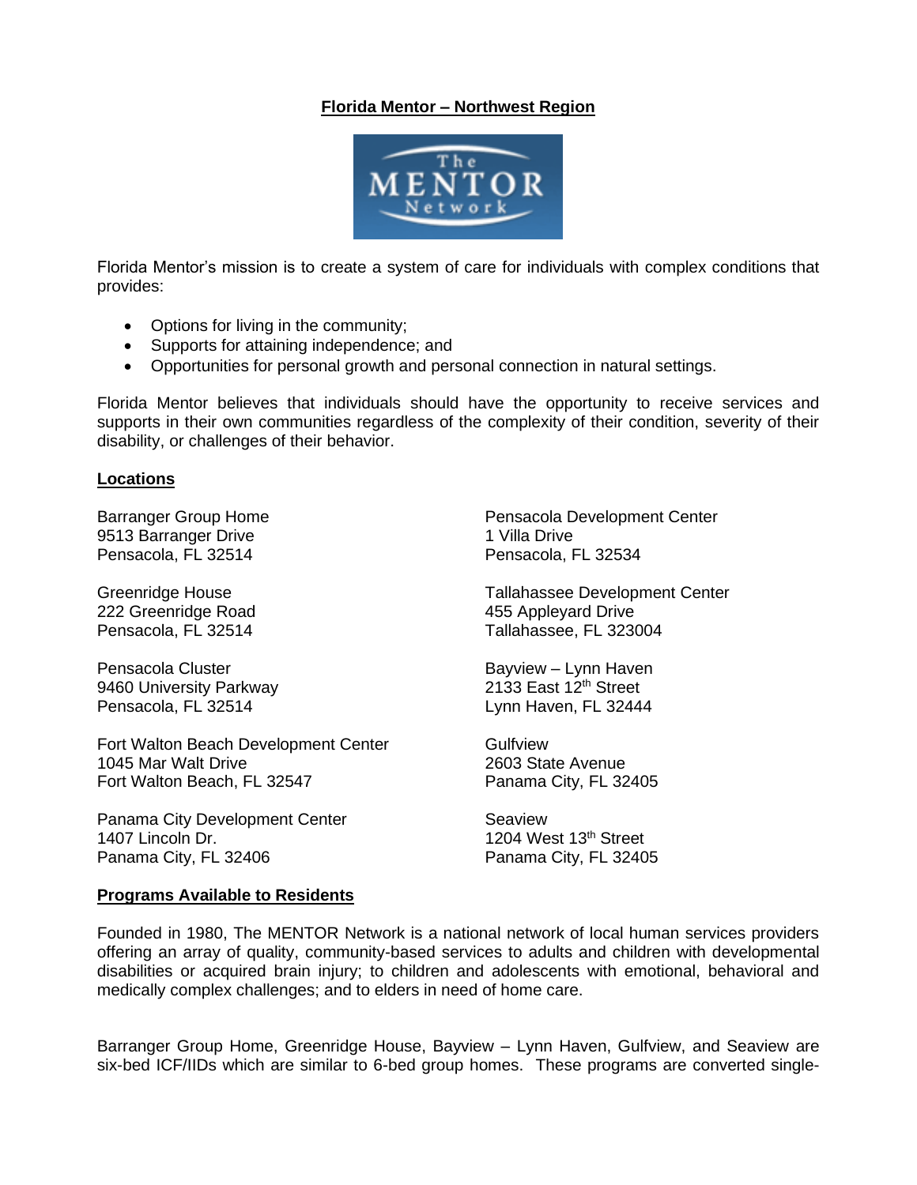# Florida Mentor – Northwest Region

Florida Mentor's mission is to create a system of care for individuals with complex conditions that provides:

- Options for living in the community;
- Supports for attaining independence; and
- Opportunities for personal growth and personal connection in natural settings.

Florida Mentor believes that individuals should have the opportunity to receive services and supports in their own communities regardless of the complexity of their condition, severity of their disability, or challenges of their behavior.

## Locations

Barranger Group Home
9513 Barranger Drive
Pensacola, FL 32514

Greenridge House
222 Greenridge Road
Pensacola, FL 32514

Pensacola Cluster
9460 University Parkway
Pensacola, FL 32514

Fort Walton Beach Development Center
1045 Mar Walt Drive
Fort Walton Beach, FL 32547

Panama City Development Center
1407 Lincoln Dr.
Panama City, FL 32406

Pensacola Development Center
1 Villa Drive
Pensacola, FL 32534

Tallahassee Development Center
455 Appleyard Drive
Tallahassee, FL 323004

Bayview – Lynn Haven
2133 East 12th Street
Lynn Haven, FL 32444

Gulfview
2603 State Avenue
Panama City, FL 32405

Seaview
1204 West 13th Street
Panama City, FL 32405

## Programs Available to Residents

Founded in 1980, The MENTOR Network is a national network of local human services providers offering an array of quality, community-based services to adults and children with developmental disabilities or acquired brain injury; to children and adolescents with emotional, behavioral and medically complex challenges; and to elders in need of home care.

Barranger Group Home, Greenridge House, Bayview – Lynn Haven, Gulfview, and Seaview are six-bed ICF/IIDs which are similar to 6-bed group homes. These programs are converted single-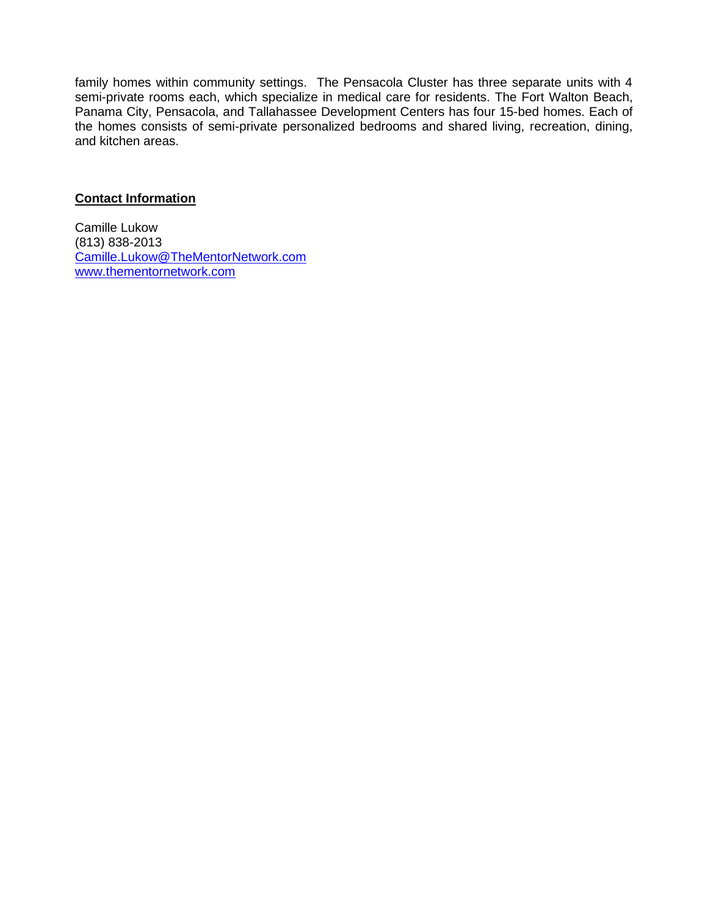family homes within community settings. The Pensacola Cluster has three separate units with 4 semi-private rooms each, which specialize in medical care for residents. The Fort Walton Beach, Panama City, Pensacola, and Tallahassee Development Centers has four 15-bed homes. Each of the homes consists of semi-private personalized bedrooms and shared living, recreation, dining, and kitchen areas.

## Contact Information

Camille Lukow
(813) 838-2013
Camille.Lukow@TheMentorNetwork.com
www.thementornetwork.com